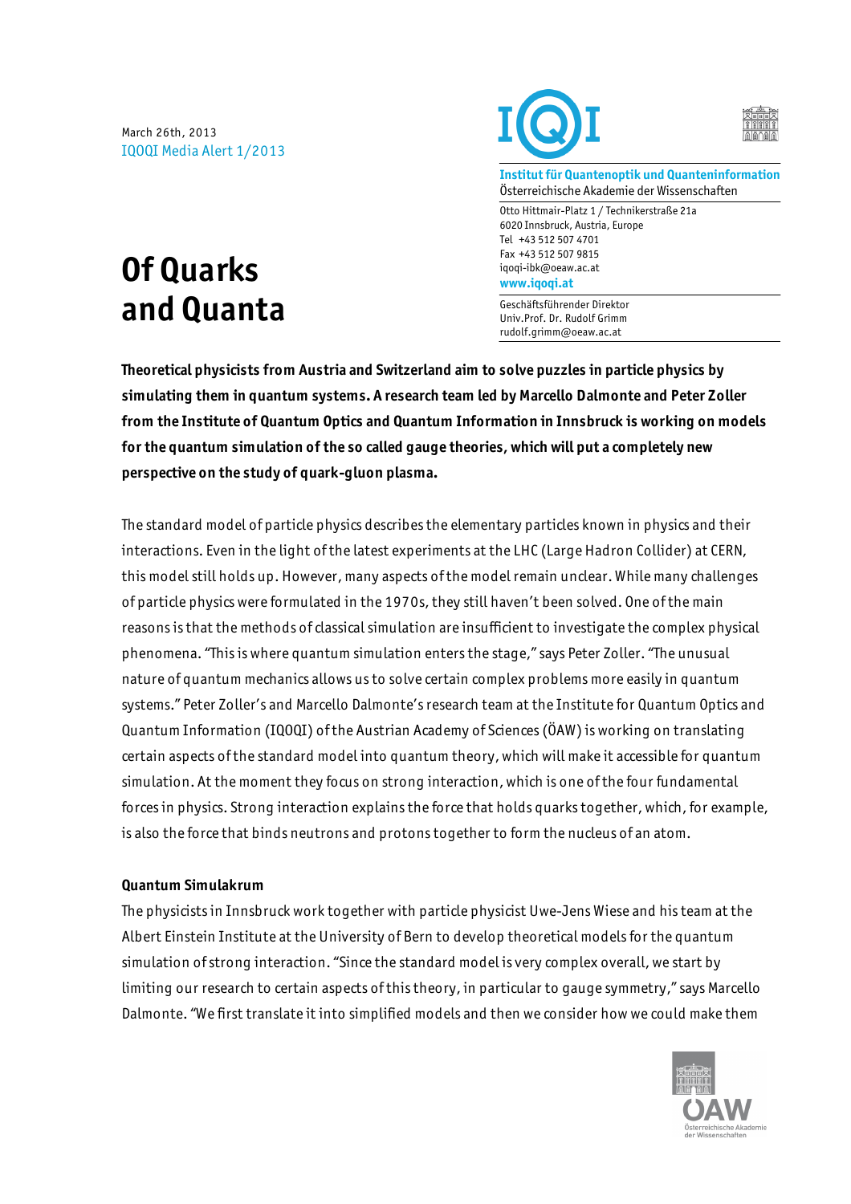March 26th, 2013
IQOQI Media Alert 1/2013

**Institut für Quantenoptik und Quanteninformation**
Österreichische Akademie der Wissenschaften

Otto Hittmair-Platz 1 / Technikerstraße 21a
6020 Innsbruck, Austria, Europe
Tel +43 512 507 4701
Fax +43 512 507 9815
iqoqi-ibk@oeaw.ac.at
**www.iqoqi.at**

Geschäftsführender Direktor
Univ.Prof. Dr. Rudolf Grimm
rudolf.grimm@oeaw.ac.at

# Of Quarks and Quanta

**Theoretical physicists from Austria and Switzerland aim to solve puzzles in particle physics by simulating them in quantum systems. A research team led by Marcello Dalmonte and Peter Zoller from the Institute of Quantum Optics and Quantum Information in Innsbruck is working on models for the quantum simulation of the so called gauge theories, which will put a completely new perspective on the study of quark-gluon plasma.**

The standard model of particle physics describes the elementary particles known in physics and their interactions. Even in the light of the latest experiments at the LHC (Large Hadron Collider) at CERN, this model still holds up. However, many aspects of the model remain unclear. While many challenges of particle physics were formulated in the 1970s, they still haven't been solved. One of the main reasons is that the methods of classical simulation are insufficient to investigate the complex physical phenomena. "This is where quantum simulation enters the stage," says Peter Zoller. "The unusual nature of quantum mechanics allows us to solve certain complex problems more easily in quantum systems." Peter Zoller's and Marcello Dalmonte's research team at the Institute for Quantum Optics and Quantum Information (IQOQI) of the Austrian Academy of Sciences (ÖAW) is working on translating certain aspects of the standard model into quantum theory, which will make it accessible for quantum simulation. At the moment they focus on strong interaction, which is one of the four fundamental forces in physics. Strong interaction explains the force that holds quarks together, which, for example, is also the force that binds neutrons and protons together to form the nucleus of an atom.

### Quantum Simulakrum

The physicists in Innsbruck work together with particle physicist Uwe-Jens Wiese and his team at the Albert Einstein Institute at the University of Bern to develop theoretical models for the quantum simulation of strong interaction. "Since the standard model is very complex overall, we start by limiting our research to certain aspects of this theory, in particular to gauge symmetry," says Marcello Dalmonte. "We first translate it into simplified models and then we consider how we could make them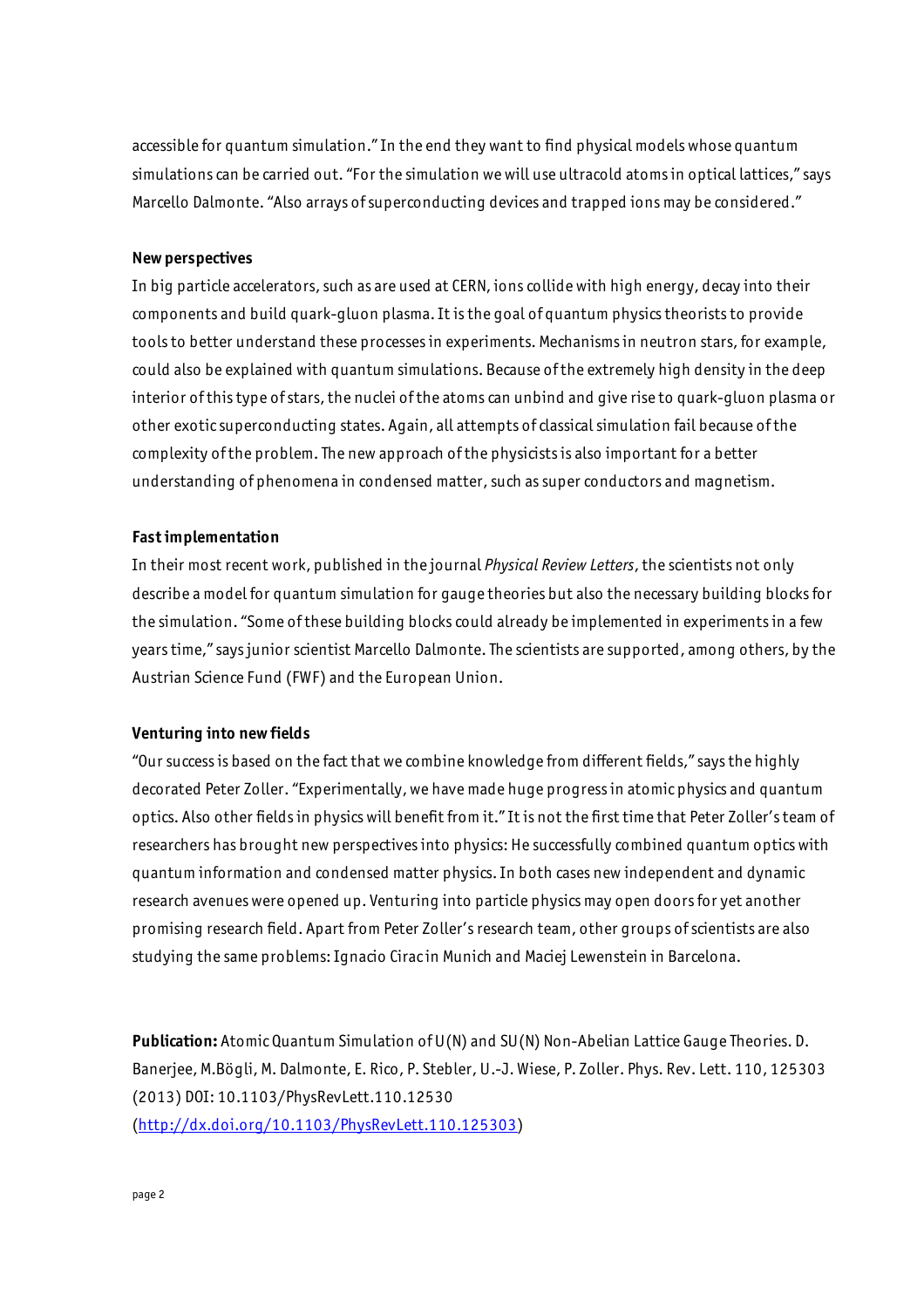accessible for quantum simulation." In the end they want to find physical models whose quantum simulations can be carried out. "For the simulation we will use ultracold atoms in optical lattices," says Marcello Dalmonte. "Also arrays of superconducting devices and trapped ions may be considered."

**New perspectives**

In big particle accelerators, such as are used at CERN, ions collide with high energy, decay into their components and build quark-gluon plasma. It is the goal of quantum physics theorists to provide tools to better understand these processes in experiments. Mechanisms in neutron stars, for example, could also be explained with quantum simulations. Because of the extremely high density in the deep interior of this type of stars, the nuclei of the atoms can unbind and give rise to quark-gluon plasma or other exotic superconducting states. Again, all attempts of classical simulation fail because of the complexity of the problem. The new approach of the physicists is also important for a better understanding of phenomena in condensed matter, such as super conductors and magnetism.

**Fast implementation**

In their most recent work, published in the journal *Physical Review Letters*, the scientists not only describe a model for quantum simulation for gauge theories but also the necessary building blocks for the simulation. "Some of these building blocks could already be implemented in experiments in a few years time," says junior scientist Marcello Dalmonte. The scientists are supported, among others, by the Austrian Science Fund (FWF) and the European Union.

**Venturing into new fields**

"Our success is based on the fact that we combine knowledge from different fields," says the highly decorated Peter Zoller. "Experimentally, we have made huge progress in atomic physics and quantum optics. Also other fields in physics will benefit from it." It is not the first time that Peter Zoller's team of researchers has brought new perspectives into physics: He successfully combined quantum optics with quantum information and condensed matter physics. In both cases new independent and dynamic research avenues were opened up. Venturing into particle physics may open doors for yet another promising research field. Apart from Peter Zoller's research team, other groups of scientists are also studying the same problems: Ignacio Cirac in Munich and Maciej Lewenstein in Barcelona.

**Publication:** Atomic Quantum Simulation of U(N) and SU(N) Non-Abelian Lattice Gauge Theories. D. Banerjee, M.Bögli, M. Dalmonte, E. Rico, P. Stebler, U.-J. Wiese, P. Zoller. Phys. Rev. Lett. 110, 125303 (2013) DOI: 10.1103/PhysRevLett.110.12530 (http://dx.doi.org/10.1103/PhysRevLett.110.125303)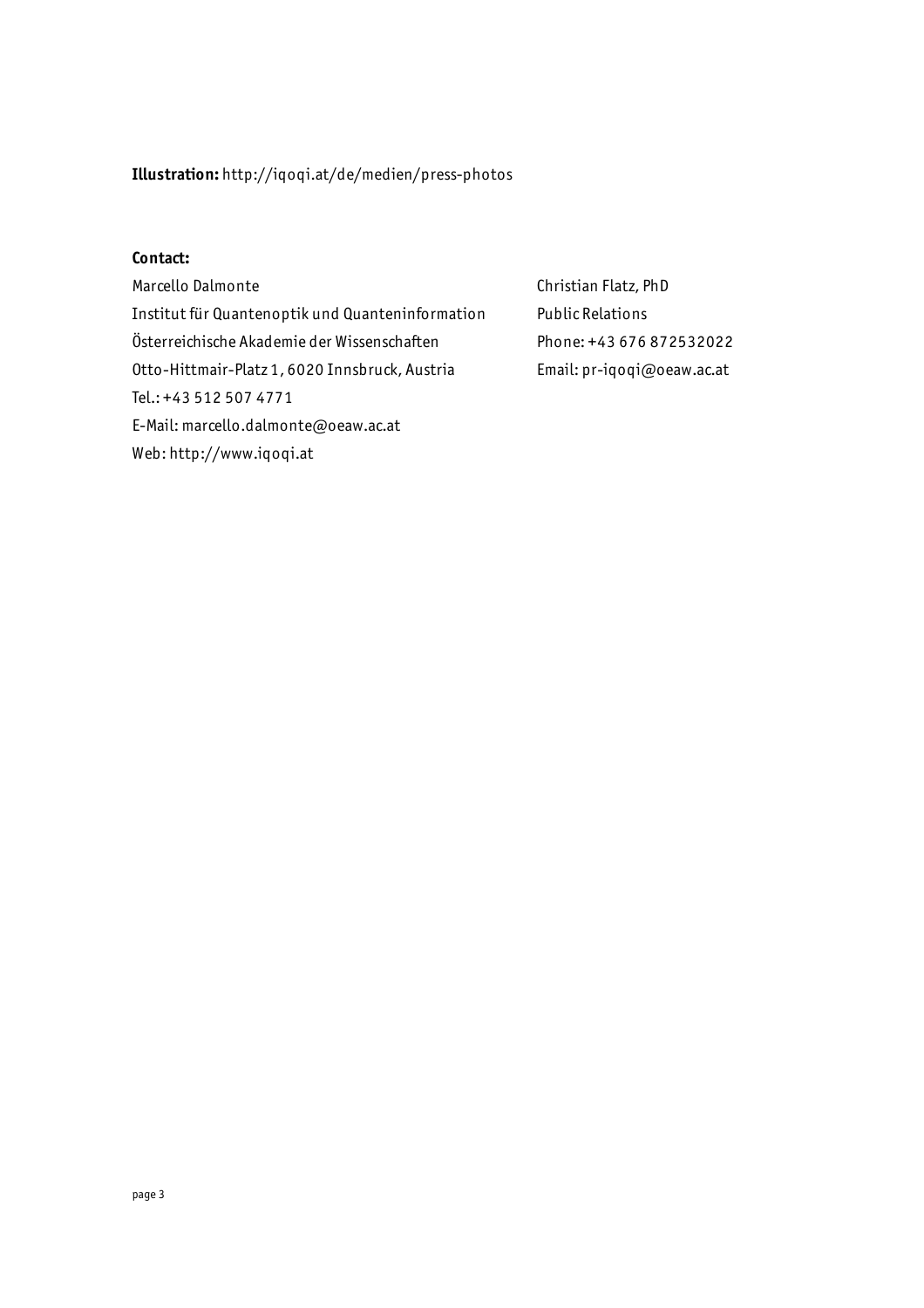**Illustration:** http://iqoqi.at/de/medien/press-photos

**Contact:**

Marcello Dalmonte
Institut für Quantenoptik und Quanteninformation
Österreichische Akademie der Wissenschaften
Otto-Hittmair-Platz 1, 6020 Innsbruck, Austria
Tel.: +43 512 507 4771
E-Mail: marcello.dalmonte@oeaw.ac.at
Web: http://www.iqoqi.at

Christian Flatz, PhD
Public Relations
Phone: +43 676 872532022
Email: pr-iqoqi@oeaw.ac.at